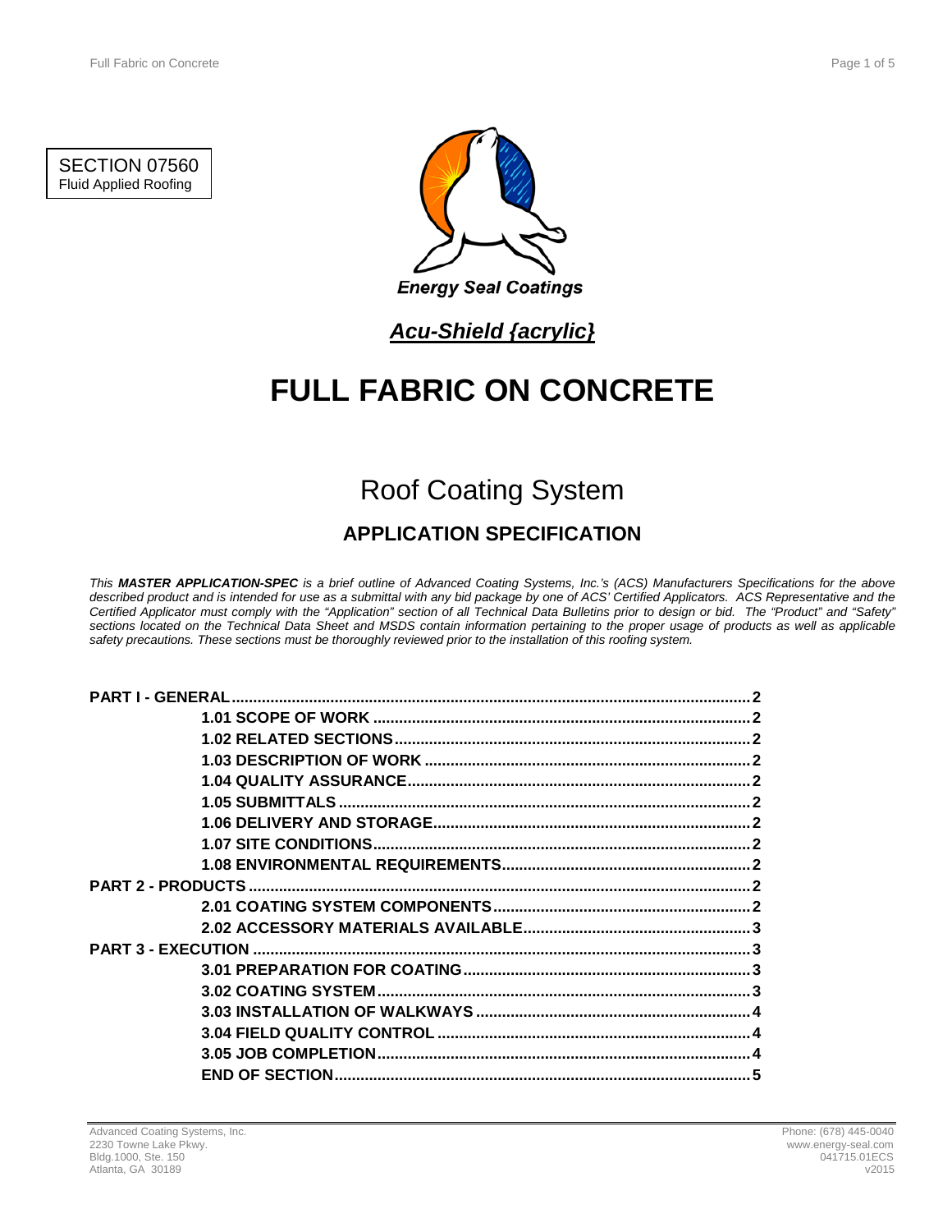SECTION 07560
Fluid Applied Roofing

Energy Seal Coatings

***Acu-Shield {acrylic}***

# FULL FABRIC ON CONCRETE

## Roof Coating System

### APPLICATION SPECIFICATION

*This **MASTER APPLICATION-SPEC** is a brief outline of Advanced Coating Systems, Inc.'s (ACS) Manufacturers Specifications for the above described product and is intended for use as a submittal with any bid package by one of ACS' Certified Applicators. ACS Representative and the Certified Applicator must comply with the "Application" section of all Technical Data Bulletins prior to design or bid. The "Product" and "Safety" sections located on the Technical Data Sheet and MSDS contain information pertaining to the proper usage of products as well as applicable safety precautions. These sections must be thoroughly reviewed prior to the installation of this roofing system.*

**PART I - GENERAL** .......... 2
- **1.01 SCOPE OF WORK** .......... 2
- **1.02 RELATED SECTIONS** .......... 2
- **1.03 DESCRIPTION OF WORK** .......... 2
- **1.04 QUALITY ASSURANCE** .......... 2
- **1.05 SUBMITTALS** .......... 2
- **1.06 DELIVERY AND STORAGE** .......... 2
- **1.07 SITE CONDITIONS** .......... 2
- **1.08 ENVIRONMENTAL REQUIREMENTS** .......... 2

**PART 2 - PRODUCTS** .......... 2
- **2.01 COATING SYSTEM COMPONENTS** .......... 2
- **2.02 ACCESSORY MATERIALS AVAILABLE** .......... 3

**PART 3 - EXECUTION** .......... 3
- **3.01 PREPARATION FOR COATING** .......... 3
- **3.02 COATING SYSTEM** .......... 3
- **3.03 INSTALLATION OF WALKWAYS** .......... 4
- **3.04 FIELD QUALITY CONTROL** .......... 4
- **3.05 JOB COMPLETION** .......... 4
- **END OF SECTION** .......... 5

Advanced Coating Systems, Inc.
2230 Towne Lake Pkwy.
Bldg.1000, Ste. 150
Atlanta, GA 30189

Phone: (678) 445-0040
www.energy-seal.com
041715.01ECS
v2015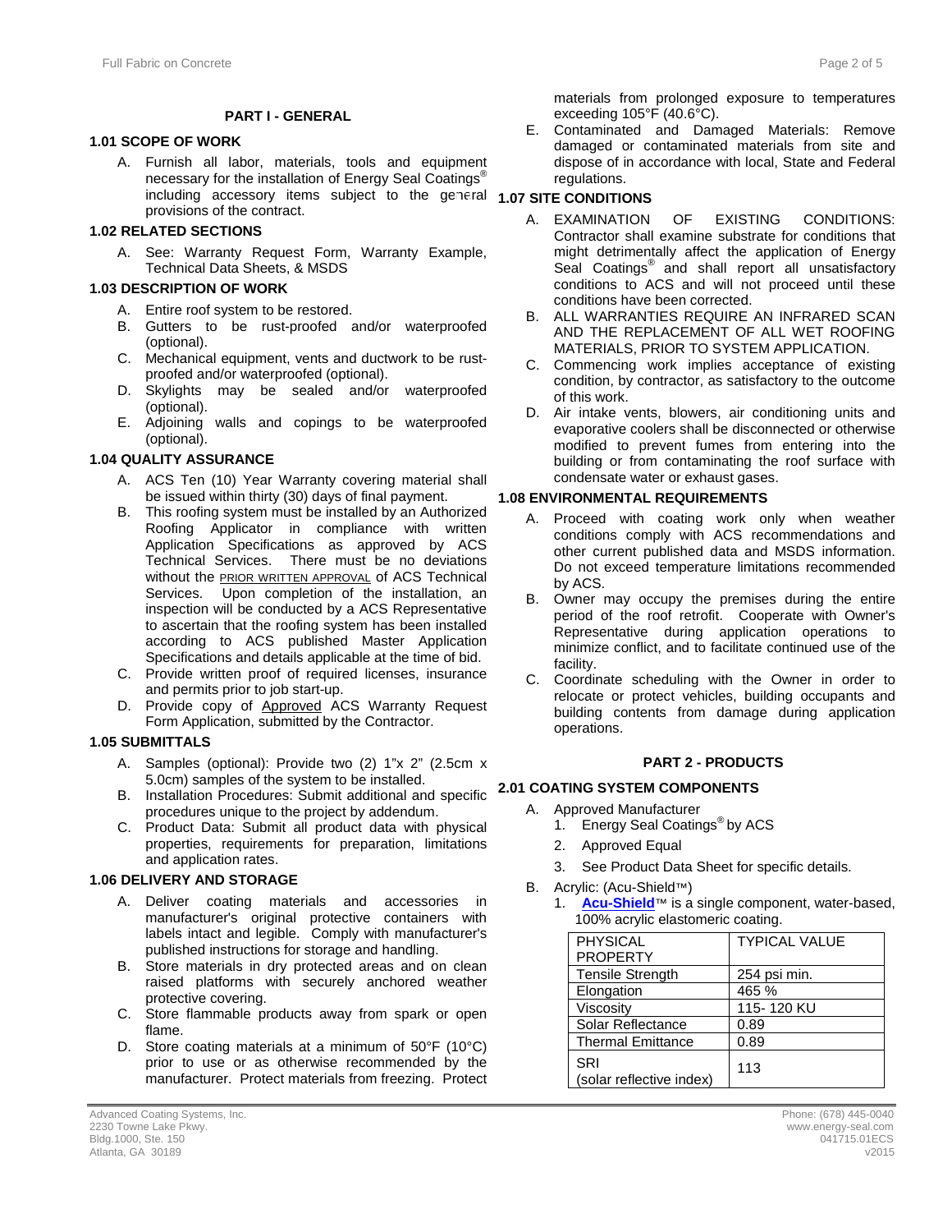### PART I - GENERAL

#### 1.01 SCOPE OF WORK

A. Furnish all labor, materials, tools and equipment necessary for the installation of Energy Seal Coatings® including accessory items subject to the general provisions of the contract.

#### 1.02 RELATED SECTIONS

A. See: Warranty Request Form, Warranty Example, Technical Data Sheets, & MSDS

#### 1.03 DESCRIPTION OF WORK

A. Entire roof system to be restored.
B. Gutters to be rust-proofed and/or waterproofed (optional).
C. Mechanical equipment, vents and ductwork to be rust-proofed and/or waterproofed (optional).
D. Skylights may be sealed and/or waterproofed (optional).
E. Adjoining walls and copings to be waterproofed (optional).

#### 1.04 QUALITY ASSURANCE

A. ACS Ten (10) Year Warranty covering material shall be issued within thirty (30) days of final payment.
B. This roofing system must be installed by an Authorized Roofing Applicator in compliance with written Application Specifications as approved by ACS Technical Services. There must be no deviations without the PRIOR WRITTEN APPROVAL of ACS Technical Services. Upon completion of the installation, an inspection will be conducted by a ACS Representative to ascertain that the roofing system has been installed according to ACS published Master Application Specifications and details applicable at the time of bid.
C. Provide written proof of required licenses, insurance and permits prior to job start-up.
D. Provide copy of Approved ACS Warranty Request Form Application, submitted by the Contractor.

#### 1.05 SUBMITTALS

A. Samples (optional): Provide two (2) 1"x 2" (2.5cm x 5.0cm) samples of the system to be installed.
B. Installation Procedures: Submit additional and specific procedures unique to the project by addendum.
C. Product Data: Submit all product data with physical properties, requirements for preparation, limitations and application rates.

#### 1.06 DELIVERY AND STORAGE

A. Deliver coating materials and accessories in manufacturer's original protective containers with labels intact and legible. Comply with manufacturer's published instructions for storage and handling.
B. Store materials in dry protected areas and on clean raised platforms with securely anchored weather protective covering.
C. Store flammable products away from spark or open flame.
D. Store coating materials at a minimum of 50°F (10°C) prior to use or as otherwise recommended by the manufacturer. Protect materials from freezing. Protect materials from prolonged exposure to temperatures exceeding 105°F (40.6°C).
E. Contaminated and Damaged Materials: Remove damaged or contaminated materials from site and dispose of in accordance with local, State and Federal regulations.

#### 1.07 SITE CONDITIONS

A. EXAMINATION OF EXISTING CONDITIONS: Contractor shall examine substrate for conditions that might detrimentally affect the application of Energy Seal Coatings® and shall report all unsatisfactory conditions to ACS and will not proceed until these conditions have been corrected.
B. ALL WARRANTIES REQUIRE AN INFRARED SCAN AND THE REPLACEMENT OF ALL WET ROOFING MATERIALS, PRIOR TO SYSTEM APPLICATION.
C. Commencing work implies acceptance of existing condition, by contractor, as satisfactory to the outcome of this work.
D. Air intake vents, blowers, air conditioning units and evaporative coolers shall be disconnected or otherwise modified to prevent fumes from entering into the building or from contaminating the roof surface with condensate water or exhaust gases.

#### 1.08 ENVIRONMENTAL REQUIREMENTS

A. Proceed with coating work only when weather conditions comply with ACS recommendations and other current published data and MSDS information. Do not exceed temperature limitations recommended by ACS.
B. Owner may occupy the premises during the entire period of the roof retrofit. Cooperate with Owner's Representative during application operations to minimize conflict, and to facilitate continued use of the facility.
C. Coordinate scheduling with the Owner in order to relocate or protect vehicles, building occupants and building contents from damage during application operations.

### PART 2 - PRODUCTS

#### 2.01 COATING SYSTEM COMPONENTS

A. Approved Manufacturer
   1. Energy Seal Coatings® by ACS
   2. Approved Equal
   3. See Product Data Sheet for specific details.
B. Acrylic: (Acu-Shield™)
   1. **Acu-Shield**™ is a single component, water-based, 100% acrylic elastomeric coating.

| PHYSICAL PROPERTY | TYPICAL VALUE |
|---|---|
| Tensile Strength | 254 psi min. |
| Elongation | 465 % |
| Viscosity | 115- 120 KU |
| Solar Reflectance | 0.89 |
| Thermal Emittance | 0.89 |
| SRI (solar reflective index) | 113 |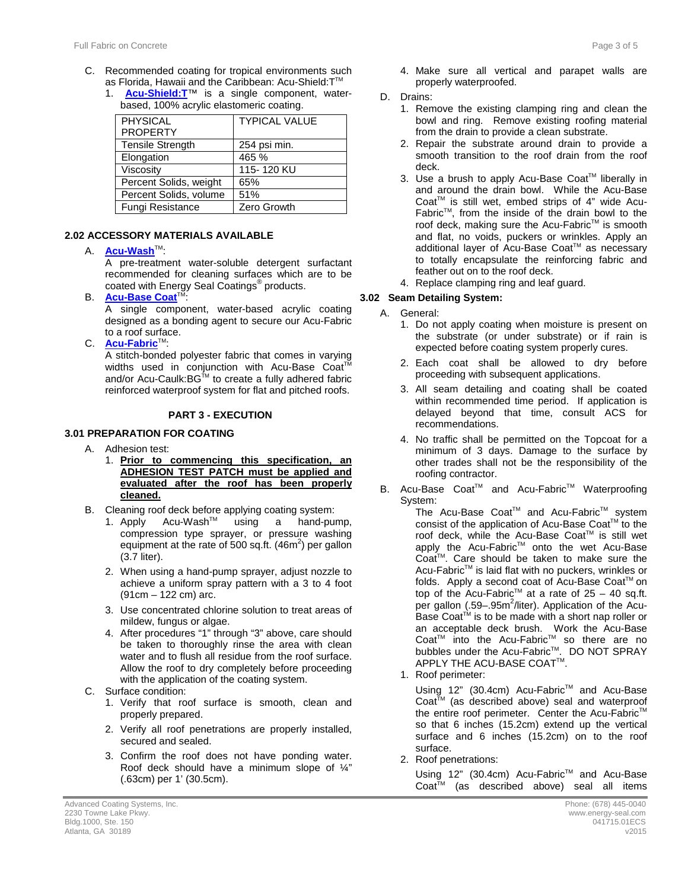C. Recommended coating for tropical environments such as Florida, Hawaii and the Caribbean: Acu-Shield:T™

1. **Acu-Shield:T**™ is a single component, water-based, 100% acrylic elastomeric coating.

| PHYSICAL PROPERTY | TYPICAL VALUE |
|---|---|
| Tensile Strength | 254 psi min. |
| Elongation | 465 % |
| Viscosity | 115- 120 KU |
| Percent Solids, weight | 65% |
| Percent Solids, volume | 51% |
| Fungi Resistance | Zero Growth |

### 2.02 ACCESSORY MATERIALS AVAILABLE

A. **Acu-Wash**™:
A pre-treatment water-soluble detergent surfactant recommended for cleaning surfaces which are to be coated with Energy Seal Coatings® products.

B. **Acu-Base Coat**™:
A single component, water-based acrylic coating designed as a bonding agent to secure our Acu-Fabric to a roof surface.

C. **Acu-Fabric**™:
A stitch-bonded polyester fabric that comes in varying widths used in conjunction with Acu-Base Coat™ and/or Acu-Caulk:BG™ to create a fully adhered fabric reinforced waterproof system for flat and pitched roofs.

## PART 3 - EXECUTION

### 3.01 PREPARATION FOR COATING

A. Adhesion test:
1. **<u>Prior to commencing this specification, an ADHESION TEST PATCH must be applied and evaluated after the roof has been properly cleaned.</u>**

B. Cleaning roof deck before applying coating system:
1. Apply Acu-Wash™ using a hand-pump, compression type sprayer, or pressure washing equipment at the rate of 500 sq.ft. ($46m^2$) per gallon (3.7 liter).
2. When using a hand-pump sprayer, adjust nozzle to achieve a uniform spray pattern with a 3 to 4 foot (91cm – 122 cm) arc.
3. Use concentrated chlorine solution to treat areas of mildew, fungus or algae.
4. After procedures "1" through "3" above, care should be taken to thoroughly rinse the area with clean water and to flush all residue from the roof surface. Allow the roof to dry completely before proceeding with the application of the coating system.

C. Surface condition:
1. Verify that roof surface is smooth, clean and properly prepared.
2. Verify all roof penetrations are properly installed, secured and sealed.
3. Confirm the roof does not have ponding water. Roof deck should have a minimum slope of ¼" (.63cm) per 1' (30.5cm).
4. Make sure all vertical and parapet walls are properly waterproofed.

D. Drains:
1. Remove the existing clamping ring and clean the bowl and ring. Remove existing roofing material from the drain to provide a clean substrate.
2. Repair the substrate around drain to provide a smooth transition to the roof drain from the roof deck.
3. Use a brush to apply Acu-Base Coat™ liberally in and around the drain bowl. While the Acu-Base Coat™ is still wet, embed strips of 4" wide Acu-Fabric™, from the inside of the drain bowl to the roof deck, making sure the Acu-Fabric™ is smooth and flat, no voids, puckers or wrinkles. Apply an additional layer of Acu-Base Coat™ as necessary to totally encapsulate the reinforcing fabric and feather out on to the roof deck.
4. Replace clamping ring and leaf guard.

### 3.02 Seam Detailing System:

A. General:
1. Do not apply coating when moisture is present on the substrate (or under substrate) or if rain is expected before coating system properly cures.
2. Each coat shall be allowed to dry before proceeding with subsequent applications.
3. All seam detailing and coating shall be coated within recommended time period. If application is delayed beyond that time, consult ACS for recommendations.
4. No traffic shall be permitted on the Topcoat for a minimum of 3 days. Damage to the surface by other trades shall not be the responsibility of the roofing contractor.

B. Acu-Base Coat™ and Acu-Fabric™ Waterproofing System:
The Acu-Base Coat™ and Acu-Fabric™ system consist of the application of Acu-Base Coat™ to the roof deck, while the Acu-Base Coat™ is still wet apply the Acu-Fabric™ onto the wet Acu-Base Coat™. Care should be taken to make sure the Acu-Fabric™ is laid flat with no puckers, wrinkles or folds. Apply a second coat of Acu-Base Coat™ on top of the Acu-Fabric™ at a rate of 25 – 40 sq.ft. per gallon (.59–.95$m^2$/liter). Application of the Acu-Base Coat™ is to be made with a short nap roller or an acceptable deck brush. Work the Acu-Base Coat™ into the Acu-Fabric™ so there are no bubbles under the Acu-Fabric™. DO NOT SPRAY APPLY THE ACU-BASE COAT™.

1. Roof perimeter:
Using 12" (30.4cm) Acu-Fabric™ and Acu-Base Coat™ (as described above) seal and waterproof the entire roof perimeter. Center the Acu-Fabric™ so that 6 inches (15.2cm) extend up the vertical surface and 6 inches (15.2cm) on to the roof surface.
2. Roof penetrations:
Using 12" (30.4cm) Acu-Fabric™ and Acu-Base Coat™ (as described above) seal all items

Advanced Coating Systems, Inc.
2230 Towne Lake Pkwy.
Bldg.1000, Ste. 150
Atlanta, GA 30189

Phone: (678) 445-0040
www.energy-seal.com
041715.01ECS
v2015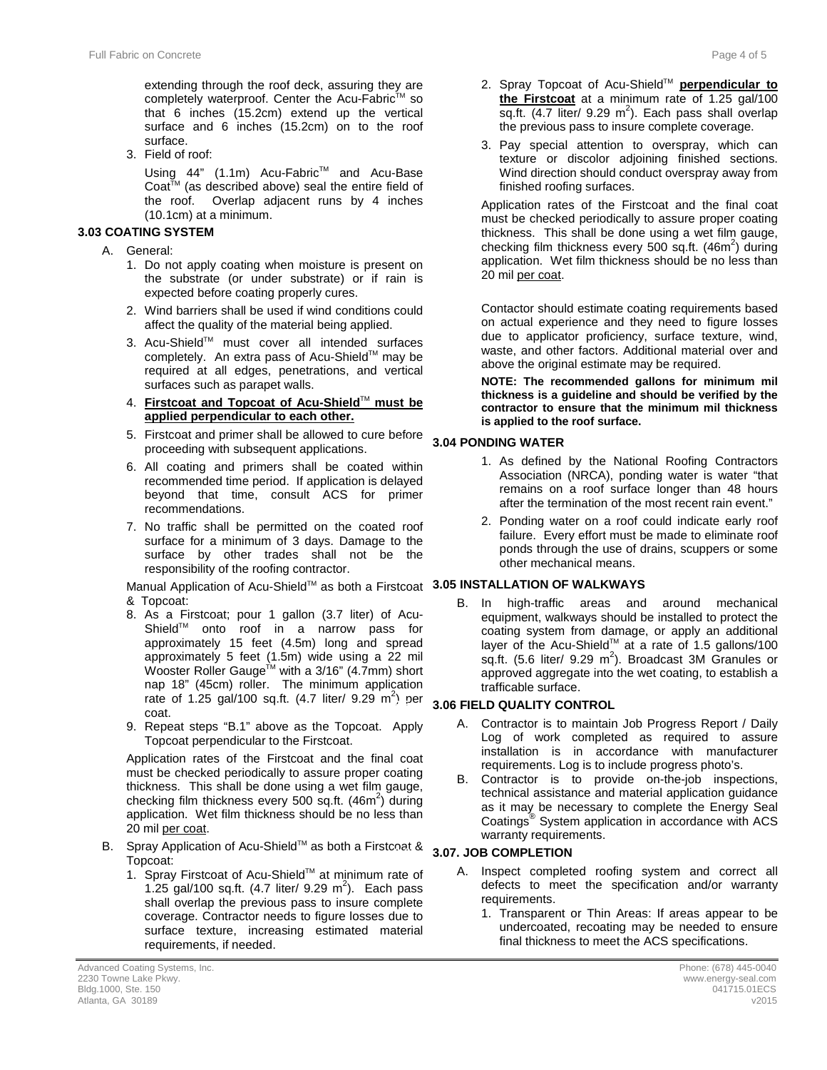extending through the roof deck, assuring they are completely waterproof. Center the Acu-Fabric™ so that 6 inches (15.2cm) extend up the vertical surface and 6 inches (15.2cm) on to the roof surface.

3. Field of roof:

   Using 44" (1.1m) Acu-Fabric™ and Acu-Base Coat™ (as described above) seal the entire field of the roof. Overlap adjacent runs by 4 inches (10.1cm) at a minimum.

### 3.03 COATING SYSTEM

A. General:

1. Do not apply coating when moisture is present on the substrate (or under substrate) or if rain is expected before coating properly cures.
2. Wind barriers shall be used if wind conditions could affect the quality of the material being applied.
3. Acu-Shield™ must cover all intended surfaces completely. An extra pass of Acu-Shield™ may be required at all edges, penetrations, and vertical surfaces such as parapet walls.
4. **Firstcoat and Topcoat of Acu-Shield™ must be applied perpendicular to each other.**
5. Firstcoat and primer shall be allowed to cure before proceeding with subsequent applications.
6. All coating and primers shall be coated within recommended time period. If application is delayed beyond that time, consult ACS for primer recommendations.
7. No traffic shall be permitted on the coated roof surface for a minimum of 3 days. Damage to the surface by other trades shall not be the responsibility of the roofing contractor.

Manual Application of Acu-Shield™ as both a Firstcoat & Topcoat:

8. As a Firstcoat; pour 1 gallon (3.7 liter) of Acu-Shield™ onto roof in a narrow pass for approximately 15 feet (4.5m) long and spread approximately 5 feet (1.5m) wide using a 22 mil Wooster Roller Gauge™ with a 3/16" (4.7mm) short nap 18" (45cm) roller. The minimum application rate of 1.25 gal/100 sq.ft. (4.7 liter/ 9.29 m$^2$) per coat.
9. Repeat steps "B.1" above as the Topcoat. Apply Topcoat perpendicular to the Firstcoat.

Application rates of the Firstcoat and the final coat must be checked periodically to assure proper coating thickness. This shall be done using a wet film gauge, checking film thickness every 500 sq.ft. (46m$^2$) during application. Wet film thickness should be no less than 20 mil per coat.

B. Spray Application of Acu-Shield™ as both a Firstcoat & Topcoat:

1. Spray Firstcoat of Acu-Shield™ at minimum rate of 1.25 gal/100 sq.ft. (4.7 liter/ 9.29 m$^2$). Each pass shall overlap the previous pass to insure complete coverage. Contractor needs to figure losses due to surface texture, increasing estimated material requirements, if needed.
2. Spray Topcoat of Acu-Shield™ **perpendicular to the Firstcoat** at a minimum rate of 1.25 gal/100 sq.ft. (4.7 liter/ 9.29 m$^2$). Each pass shall overlap the previous pass to insure complete coverage.
3. Pay special attention to overspray, which can texture or discolor adjoining finished sections. Wind direction should conduct overspray away from finished roofing surfaces.

Application rates of the Firstcoat and the final coat must be checked periodically to assure proper coating thickness. This shall be done using a wet film gauge, checking film thickness every 500 sq.ft. (46m$^2$) during application. Wet film thickness should be no less than 20 mil per coat.

Contactor should estimate coating requirements based on actual experience and they need to figure losses due to applicator proficiency, surface texture, wind, waste, and other factors. Additional material over and above the original estimate may be required.

**NOTE: The recommended gallons for minimum mil thickness is a guideline and should be verified by the contractor to ensure that the minimum mil thickness is applied to the roof surface.**

### 3.04 PONDING WATER

1. As defined by the National Roofing Contractors Association (NRCA), ponding water is water "that remains on a roof surface longer than 48 hours after the termination of the most recent rain event."
2. Ponding water on a roof could indicate early roof failure. Every effort must be made to eliminate roof ponds through the use of drains, scuppers or some other mechanical means.

### 3.05 INSTALLATION OF WALKWAYS

B. In high-traffic areas and around mechanical equipment, walkways should be installed to protect the coating system from damage, or apply an additional layer of the Acu-Shield™ at a rate of 1.5 gallons/100 sq.ft. (5.6 liter/ 9.29 m$^2$). Broadcast 3M Granules or approved aggregate into the wet coating, to establish a trafficable surface.

### 3.06 FIELD QUALITY CONTROL

A. Contractor is to maintain Job Progress Report / Daily Log of work completed as required to assure installation is in accordance with manufacturer requirements. Log is to include progress photo's.

B. Contractor is to provide on-the-job inspections, technical assistance and material application guidance as it may be necessary to complete the Energy Seal Coatings® System application in accordance with ACS warranty requirements.

### 3.07. JOB COMPLETION

A. Inspect completed roofing system and correct all defects to meet the specification and/or warranty requirements.

1. Transparent or Thin Areas: If areas appear to be undercoated, recoating may be needed to ensure final thickness to meet the ACS specifications.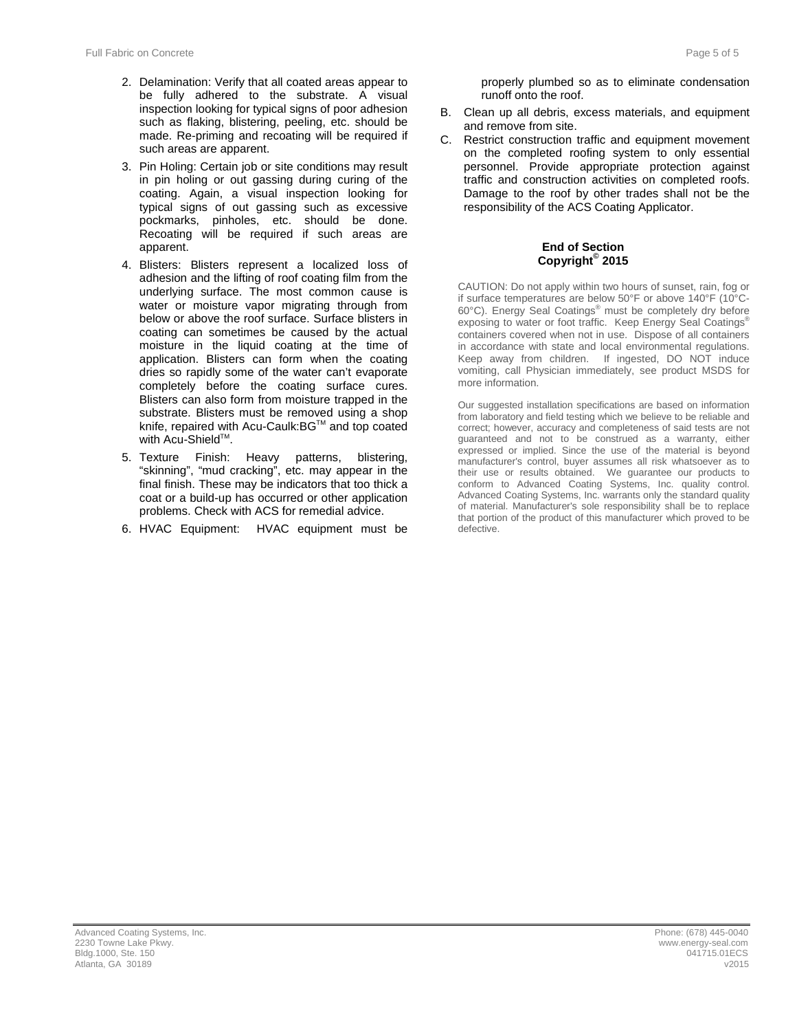2. Delamination: Verify that all coated areas appear to be fully adhered to the substrate. A visual inspection looking for typical signs of poor adhesion such as flaking, blistering, peeling, etc. should be made. Re-priming and recoating will be required if such areas are apparent.
3. Pin Holing: Certain job or site conditions may result in pin holing or out gassing during curing of the coating. Again, a visual inspection looking for typical signs of out gassing such as excessive pockmarks, pinholes, etc. should be done. Recoating will be required if such areas are apparent.
4. Blisters: Blisters represent a localized loss of adhesion and the lifting of roof coating film from the underlying surface. The most common cause is water or moisture vapor migrating through from below or above the roof surface. Surface blisters in coating can sometimes be caused by the actual moisture in the liquid coating at the time of application. Blisters can form when the coating dries so rapidly some of the water can't evaporate completely before the coating surface cures. Blisters can also form from moisture trapped in the substrate. Blisters must be removed using a shop knife, repaired with Acu-Caulk:BG™ and top coated with Acu-Shield™.
5. Texture Finish: Heavy patterns, blistering, "skinning", "mud cracking", etc. may appear in the final finish. These may be indicators that too thick a coat or a build-up has occurred or other application problems. Check with ACS for remedial advice.
6. HVAC Equipment: HVAC equipment must be properly plumbed so as to eliminate condensation runoff onto the roof.

B. Clean up all debris, excess materials, and equipment and remove from site.

C. Restrict construction traffic and equipment movement on the completed roofing system to only essential personnel. Provide appropriate protection against traffic and construction activities on completed roofs. Damage to the roof by other trades shall not be the responsibility of the ACS Coating Applicator.

**End of Section**
**Copyright© 2015**

CAUTION: Do not apply within two hours of sunset, rain, fog or if surface temperatures are below 50°F or above 140°F (10°C-60°C). Energy Seal Coatings® must be completely dry before exposing to water or foot traffic. Keep Energy Seal Coatings® containers covered when not in use. Dispose of all containers in accordance with state and local environmental regulations. Keep away from children. If ingested, DO NOT induce vomiting, call Physician immediately, see product MSDS for more information.

Our suggested installation specifications are based on information from laboratory and field testing which we believe to be reliable and correct; however, accuracy and completeness of said tests are not guaranteed and not to be construed as a warranty, either expressed or implied. Since the use of the material is beyond manufacturer's control, buyer assumes all risk whatsoever as to their use or results obtained. We guarantee our products to conform to Advanced Coating Systems, Inc. quality control. Advanced Coating Systems, Inc. warrants only the standard quality of material. Manufacturer's sole responsibility shall be to replace that portion of the product of this manufacturer which proved to be defective.